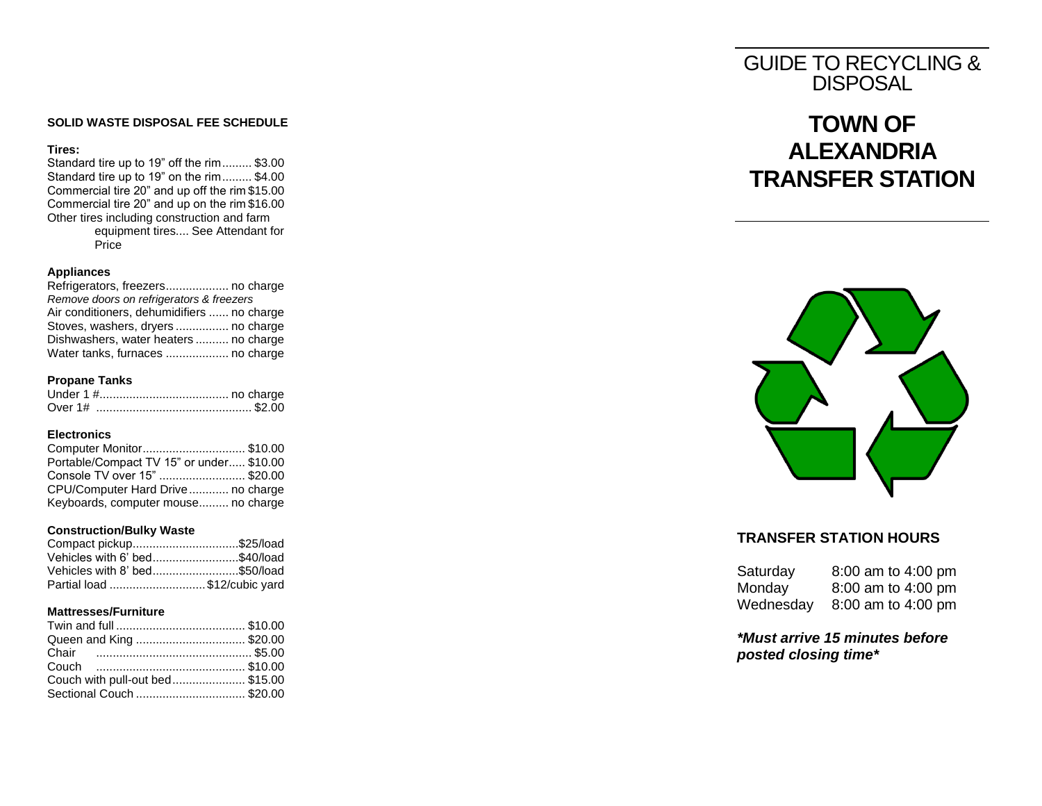# GUIDE TO RECYCLING & DISPOSAL

# TOWN OF ALEXANDRIA TRANSFER STATION

## TRANSFER STATION HOURS

| | |
|---|---|
| Saturday | 8:00 am to 4:00 pm |
| Monday | 8:00 am to 4:00 pm |
| Wednesday | 8:00 am to 4:00 pm |

***Must arrive 15 minutes before posted closing time***

## SOLID WASTE DISPOSAL FEE SCHEDULE

### Tires:

| Item | Fee |
|---|---|
| Standard tire up to 19" off the rim | $3.00 |
| Standard tire up to 19" on the rim | $4.00 |
| Commercial tire 20" and up off the rim | $15.00 |
| Commercial tire 20" and up on the rim | $16.00 |
| Other tires including construction and farm equipment tires | See Attendant for Price |

### Appliances

| Item | Fee |
|---|---|
| Refrigerators, freezers | no charge |
| *Remove doors on refrigerators & freezers* | |
| Air conditioners, dehumidifiers | no charge |
| Stoves, washers, dryers | no charge |
| Dishwashers, water heaters | no charge |
| Water tanks, furnaces | no charge |

### Propane Tanks

| Item | Fee |
|---|---|
| Under 1 # | no charge |
| Over 1# | $2.00 |

### Electronics

| Item | Fee |
|---|---|
| Computer Monitor | $10.00 |
| Portable/Compact TV 15" or under | $10.00 |
| Console TV over 15" | $20.00 |
| CPU/Computer Hard Drive | no charge |
| Keyboards, computer mouse | no charge |

### Construction/Bulky Waste

| Item | Fee |
|---|---|
| Compact pickup | $25/load |
| Vehicles with 6' bed | $40/load |
| Vehicles with 8' bed | $50/load |
| Partial load | $12/cubic yard |

### Mattresses/Furniture

| Item | Fee |
|---|---|
| Twin and full | $10.00 |
| Queen and King | $20.00 |
| Chair | $5.00 |
| Couch | $10.00 |
| Couch with pull-out bed | $15.00 |
| Sectional Couch | $20.00 |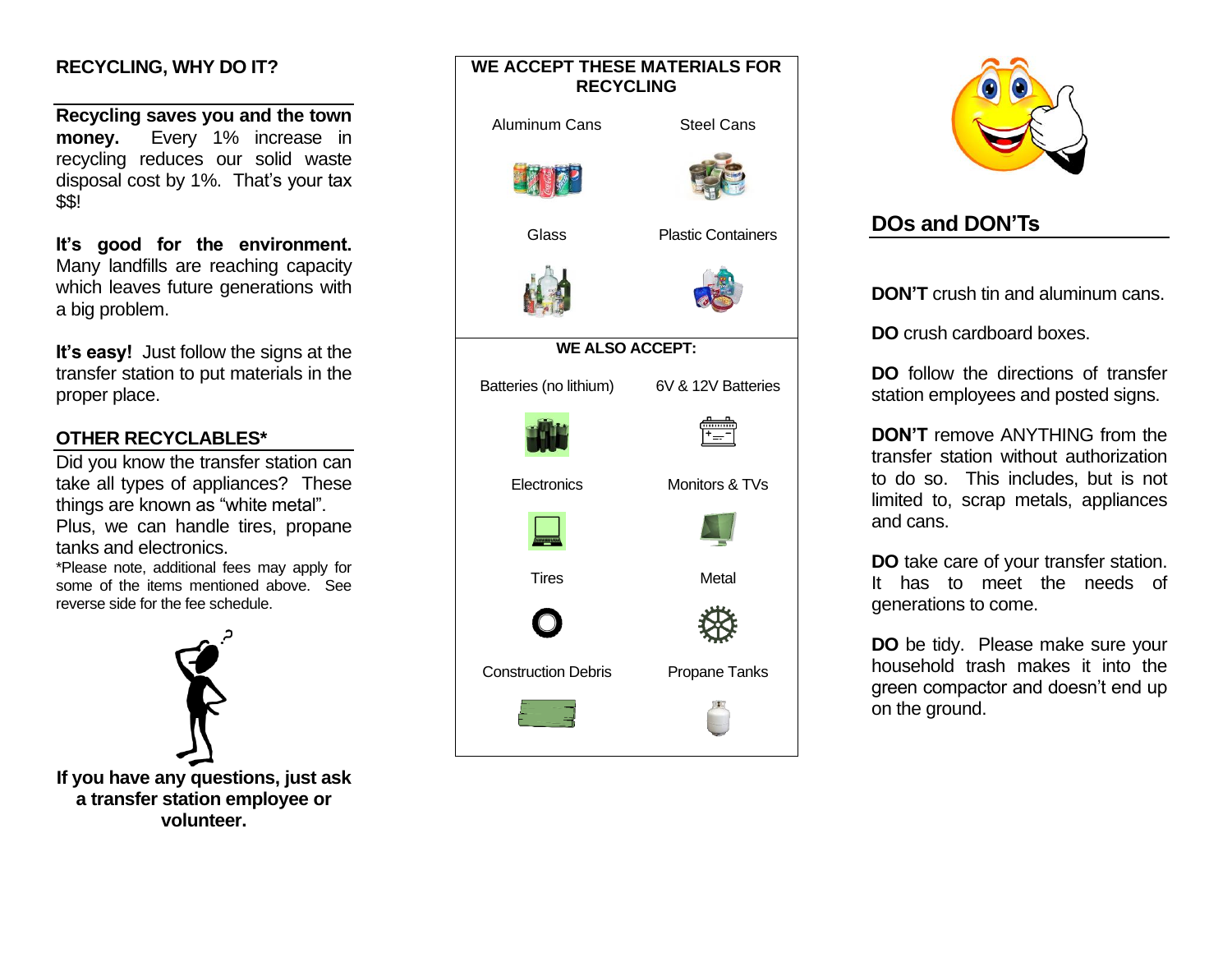## RECYCLING, WHY DO IT?

**Recycling saves you and the town money.** Every 1% increase in recycling reduces our solid waste disposal cost by 1%. That's your tax $$!

**It's good for the environment.** Many landfills are reaching capacity which leaves future generations with a big problem.

**It's easy!** Just follow the signs at the transfer station to put materials in the proper place.

## OTHER RECYCLABLES*

Did you know the transfer station can take all types of appliances? These things are known as "white metal".
Plus, we can handle tires, propane tanks and electronics.

*Please note, additional fees may apply for some of the items mentioned above. See reverse side for the fee schedule.

**If you have any questions, just ask a transfer station employee or volunteer.**

## WE ACCEPT THESE MATERIALS FOR RECYCLING

| | |
|---|---|
| Aluminum Cans | Steel Cans |
| Glass | Plastic Containers |

### WE ALSO ACCEPT:

| | |
|---|---|
| Batteries (no lithium) | 6V & 12V Batteries |
| Electronics | Monitors & TVs |
| Tires | Metal |
| Construction Debris | Propane Tanks |

## DOs and DON'Ts

**DON'T** crush tin and aluminum cans.

**DO** crush cardboard boxes.

**DO** follow the directions of transfer station employees and posted signs.

**DON'T** remove ANYTHING from the transfer station without authorization to do so. This includes, but is not limited to, scrap metals, appliances and cans.

**DO** take care of your transfer station. It has to meet the needs of generations to come.

**DO** be tidy. Please make sure your household trash makes it into the green compactor and doesn't end up on the ground.